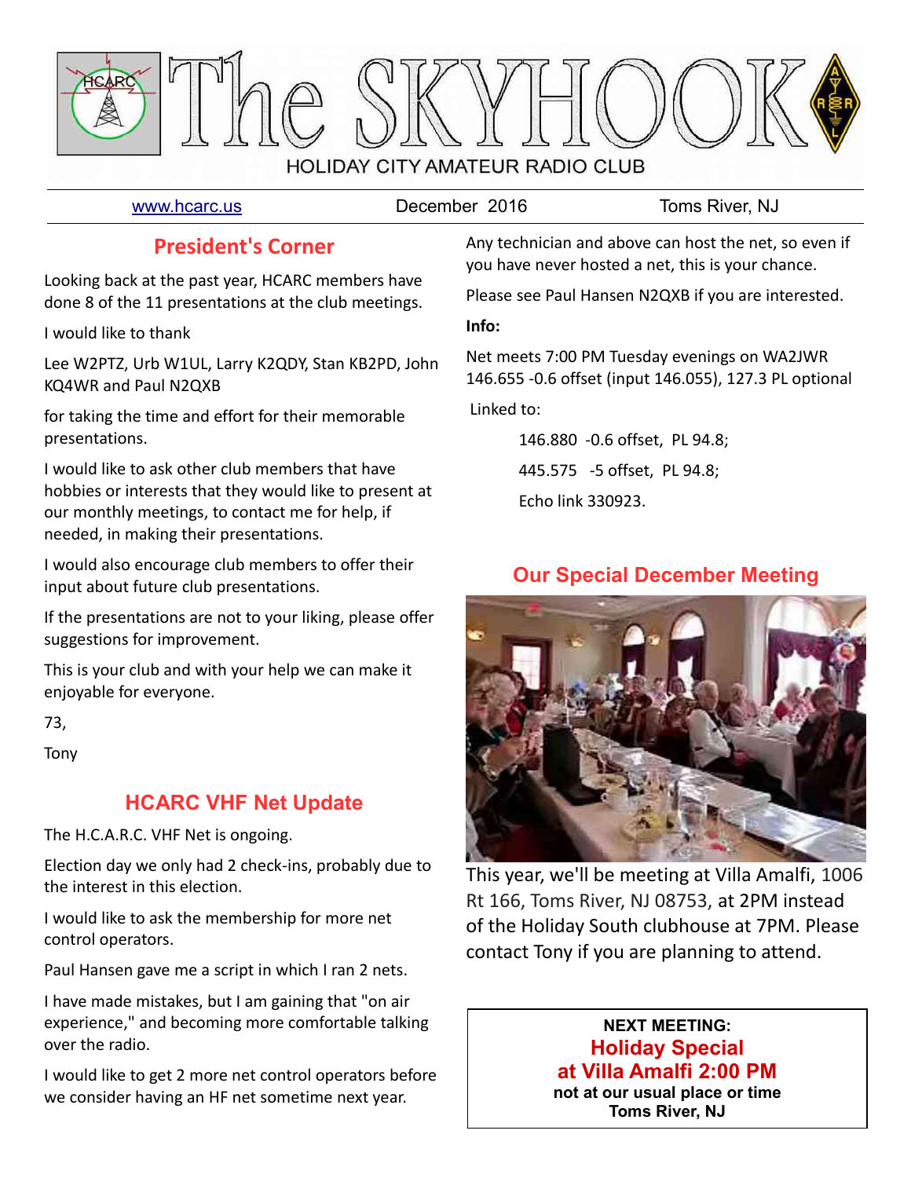# The SKYHOOK

HOLIDAY CITY AMATEUR RADIO CLUB

www.hcarc.us | December 2016 | Toms River, NJ

## President's Corner

Looking back at the past year, HCARC members have done 8 of the 11 presentations at the club meetings.

I would like to thank

Lee W2PTZ, Urb W1UL, Larry K2QDY, Stan KB2PD, John KQ4WR and Paul N2QXB

for taking the time and effort for their memorable presentations.

I would like to ask other club members that have hobbies or interests that they would like to present at our monthly meetings, to contact me for help, if needed, in making their presentations.

I would also encourage club members to offer their input about future club presentations.

If the presentations are not to your liking, please offer suggestions for improvement.

This is your club and with your help we can make it enjoyable for everyone.

73,

Tony

## HCARC VHF Net Update

The H.C.A.R.C. VHF Net is ongoing.

Election day we only had 2 check-ins, probably due to the interest in this election.

I would like to ask the membership for more net control operators.

Paul Hansen gave me a script in which I ran 2 nets.

I have made mistakes, but I am gaining that "on air experience," and becoming more comfortable talking over the radio.

I would like to get 2 more net control operators before we consider having an HF net sometime next year.

Any technician and above can host the net, so even if you have never hosted a net, this is your chance.

Please see Paul Hansen N2QXB if you are interested.

**Info:**

Net meets 7:00 PM Tuesday evenings on WA2JWR 146.655 -0.6 offset (input 146.055), 127.3 PL optional

Linked to:

146.880 -0.6 offset, PL 94.8;

445.575 -5 offset, PL 94.8;

Echo link 330923.

## Our Special December Meeting

This year, we'll be meeting at Villa Amalfi, 1006 Rt 166, Toms River, NJ 08753, at 2PM instead of the Holiday South clubhouse at 7PM. Please contact Tony if you are planning to attend.

**NEXT MEETING:**
**Holiday Special**
**at Villa Amalfi 2:00 PM**
**not at our usual place or time**
**Toms River, NJ**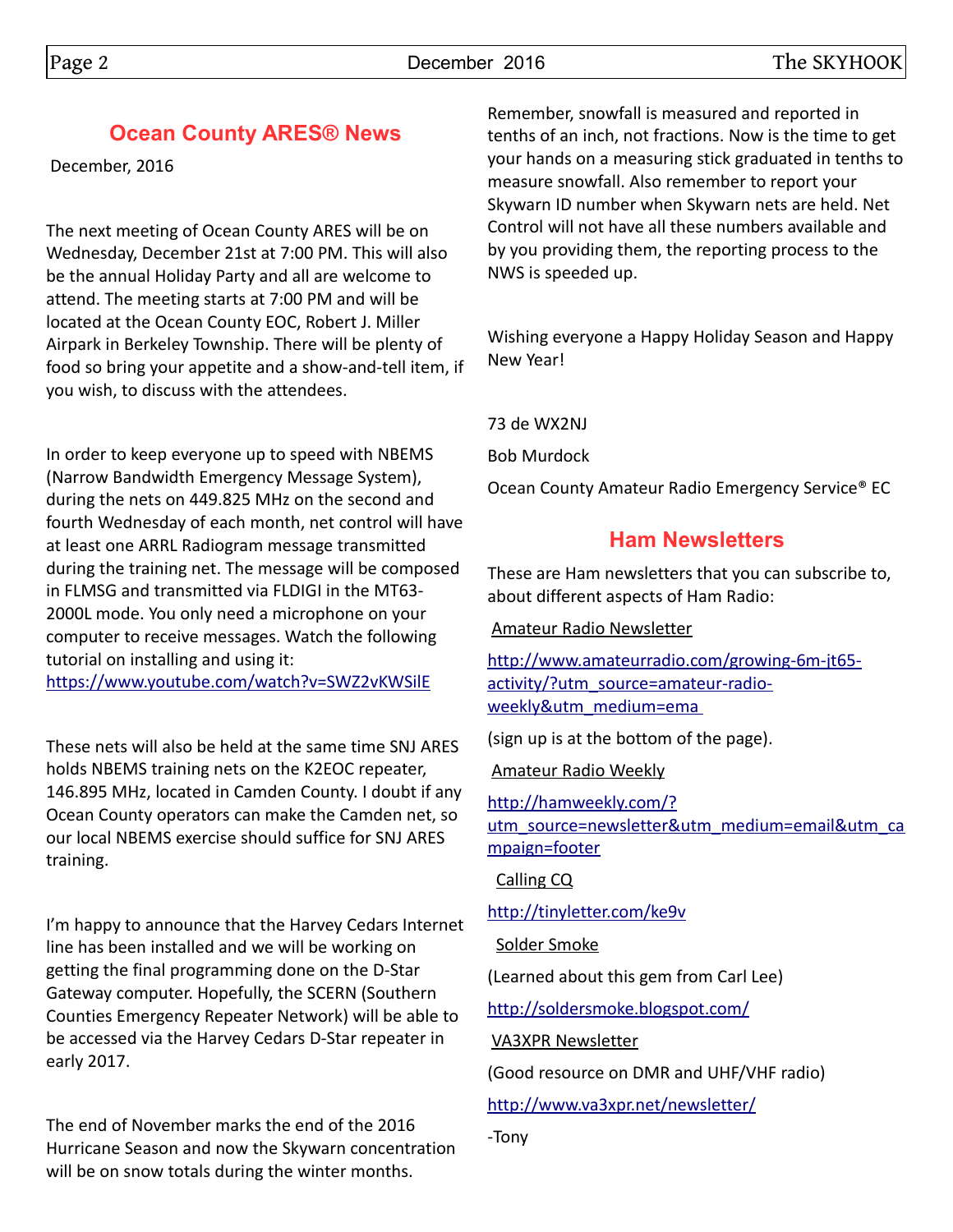## Ocean County ARES® News

December, 2016

The next meeting of Ocean County ARES will be on Wednesday, December 21st at 7:00 PM. This will also be the annual Holiday Party and all are welcome to attend. The meeting starts at 7:00 PM and will be located at the Ocean County EOC, Robert J. Miller Airpark in Berkeley Township. There will be plenty of food so bring your appetite and a show-and-tell item, if you wish, to discuss with the attendees.

In order to keep everyone up to speed with NBEMS (Narrow Bandwidth Emergency Message System), during the nets on 449.825 MHz on the second and fourth Wednesday of each month, net control will have at least one ARRL Radiogram message transmitted during the training net. The message will be composed in FLMSG and transmitted via FLDIGI in the MT63-2000L mode. You only need a microphone on your computer to receive messages. Watch the following tutorial on installing and using it: https://www.youtube.com/watch?v=SWZ2vKWSilE

These nets will also be held at the same time SNJ ARES holds NBEMS training nets on the K2EOC repeater, 146.895 MHz, located in Camden County. I doubt if any Ocean County operators can make the Camden net, so our local NBEMS exercise should suffice for SNJ ARES training.

I'm happy to announce that the Harvey Cedars Internet line has been installed and we will be working on getting the final programming done on the D-Star Gateway computer. Hopefully, the SCERN (Southern Counties Emergency Repeater Network) will be able to be accessed via the Harvey Cedars D-Star repeater in early 2017.

The end of November marks the end of the 2016 Hurricane Season and now the Skywarn concentration will be on snow totals during the winter months. Remember, snowfall is measured and reported in tenths of an inch, not fractions. Now is the time to get your hands on a measuring stick graduated in tenths to measure snowfall. Also remember to report your Skywarn ID number when Skywarn nets are held. Net Control will not have all these numbers available and by you providing them, the reporting process to the NWS is speeded up.

Wishing everyone a Happy Holiday Season and Happy New Year!

73 de WX2NJ

Bob Murdock

Ocean County Amateur Radio Emergency Service® EC

## Ham Newsletters

These are Ham newsletters that you can subscribe to, about different aspects of Ham Radio:

Amateur Radio Newsletter

http://www.amateurradio.com/growing-6m-jt65-activity/?utm_source=amateur-radio-weekly&utm_medium=ema

(sign up is at the bottom of the page).

Amateur Radio Weekly

http://hamweekly.com/?utm_source=newsletter&utm_medium=email&utm_campaign=footer

Calling CQ

http://tinyletter.com/ke9v

Solder Smoke

(Learned about this gem from Carl Lee)

http://soldersmoke.blogspot.com/

VA3XPR Newsletter

(Good resource on DMR and UHF/VHF radio)

http://www.va3xpr.net/newsletter/

-Tony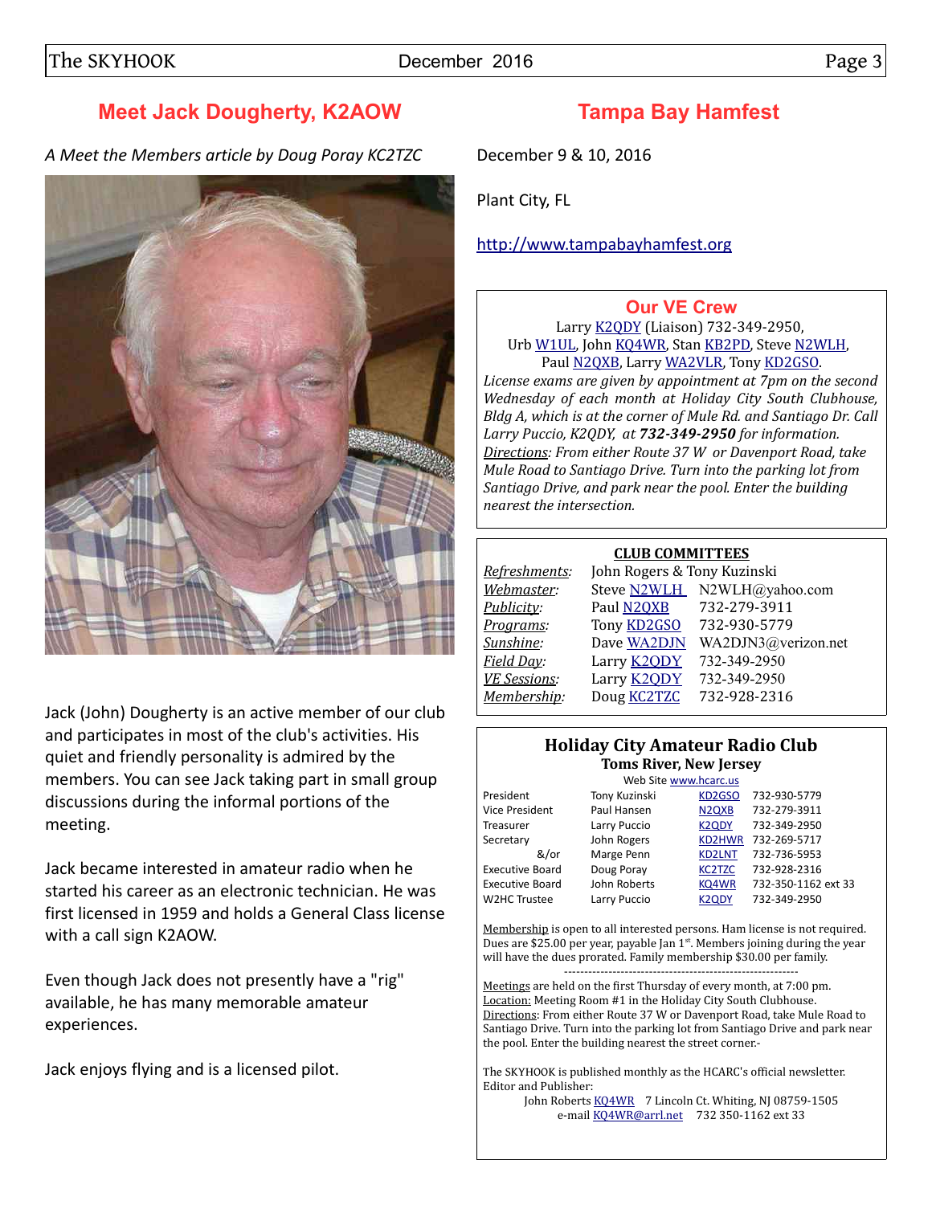## Meet Jack Dougherty, K2AOW

*A Meet the Members article by Doug Poray KC2TZC*

Jack (John) Dougherty is an active member of our club and participates in most of the club's activities. His quiet and friendly personality is admired by the members. You can see Jack taking part in small group discussions during the informal portions of the meeting.

Jack became interested in amateur radio when he started his career as an electronic technician. He was first licensed in 1959 and holds a General Class license with a call sign K2AOW.

Even though Jack does not presently have a "rig" available, he has many memorable amateur experiences.

Jack enjoys flying and is a licensed pilot.

## Tampa Bay Hamfest

December 9 & 10, 2016

Plant City, FL

http://www.tampabayhamfest.org

### Our VE Crew

Larry K2QDY (Liaison) 732-349-2950,
Urb W1UL, John KQ4WR, Stan KB2PD, Steve N2WLH,
Paul N2QXB, Larry WA2VLR, Tony KD2GSO.

*License exams are given by appointment at 7pm on the second Wednesday of each month at Holiday City South Clubhouse, Bldg A, which is at the corner of Mule Rd. and Santiago Dr. Call Larry Puccio, K2QDY, at **732-349-2950** for information.*
*Directions: From either Route 37 W or Davenport Road, take Mule Road to Santiago Drive. Turn into the parking lot from Santiago Drive, and park near the pool. Enter the building nearest the intersection.*

### CLUB COMMITTEES

| | | |
|---|---|---|
| *Refreshments:* | John Rogers & Tony Kuzinski | |
| *Webmaster:* | Steve N2WLH | N2WLH@yahoo.com |
| *Publicity:* | Paul N2QXB | 732-279-3911 |
| *Programs:* | Tony KD2GSO | 732-930-5779 |
| *Sunshine:* | Dave WA2DJN | WA2DJN3@verizon.net |
| *Field Day:* | Larry K2QDY | 732-349-2950 |
| *VE Sessions:* | Larry K2QDY | 732-349-2950 |
| *Membership:* | Doug KC2TZC | 732-928-2316 |

### Holiday City Amateur Radio Club
**Toms River, New Jersey**

Web Site www.hcarc.us

| | | | |
|---|---|---|---|
| President | Tony Kuzinski | KD2GSO | 732-930-5779 |
| Vice President | Paul Hansen | N2QXB | 732-279-3911 |
| Treasurer | Larry Puccio | K2QDY | 732-349-2950 |
| Secretary | John Rogers | KD2HWR | 732-269-5717 |
| &/or | Marge Penn | KD2LNT | 732-736-5953 |
| Executive Board | Doug Poray | KC2TZC | 732-928-2316 |
| Executive Board | John Roberts | KQ4WR | 732-350-1162 ext 33 |
| W2HC Trustee | Larry Puccio | K2QDY | 732-349-2950 |

Membership is open to all interested persons. Ham license is not required. Dues are $25.00 per year, payable Jan 1st. Members joining during the year will have the dues prorated. Family membership $30.00 per family.

---

Meetings are held on the first Thursday of every month, at 7:00 pm.
Location: Meeting Room #1 in the Holiday City South Clubhouse.
Directions: From either Route 37 W or Davenport Road, take Mule Road to Santiago Drive. Turn into the parking lot from Santiago Drive and park near the pool. Enter the building nearest the street corner.-

The SKYHOOK is published monthly as the HCARC's official newsletter.
Editor and Publisher:
John Roberts KQ4WR 7 Lincoln Ct. Whiting, NJ 08759-1505
e-mail KQ4WR@arrl.net 732 350-1162 ext 33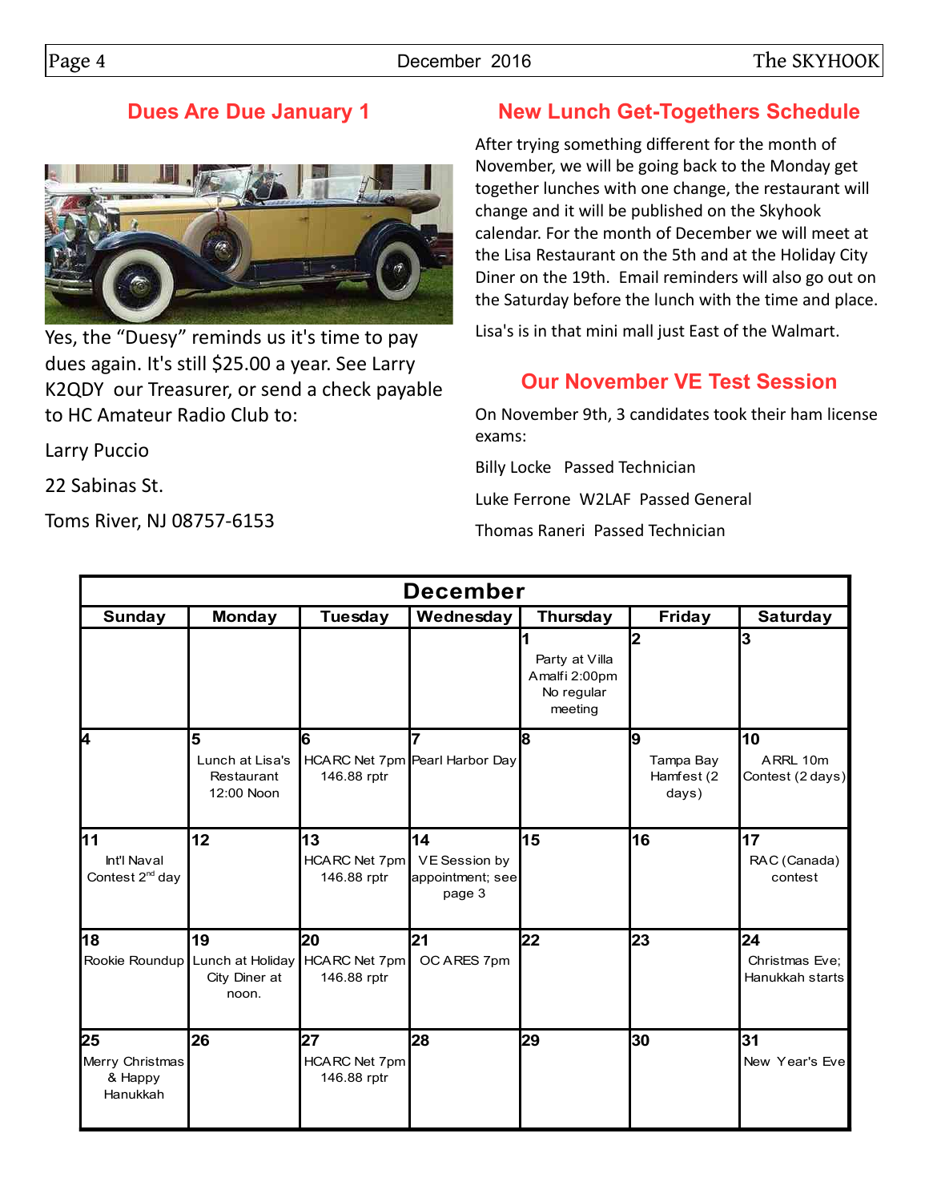## Dues Are Due January 1

Yes, the “Duesy” reminds us it's time to pay dues again. It's still $25.00 a year. See Larry K2QDY our Treasurer, or send a check payable to HC Amateur Radio Club to:

Larry Puccio

22 Sabinas St.

Toms River, NJ 08757-6153

## New Lunch Get-Togethers Schedule

After trying something different for the month of November, we will be going back to the Monday get together lunches with one change, the restaurant will change and it will be published on the Skyhook calendar. For the month of December we will meet at the Lisa Restaurant on the 5th and at the Holiday City Diner on the 19th. Email reminders will also go out on the Saturday before the lunch with the time and place.

Lisa's is in that mini mall just East of the Walmart.

## Our November VE Test Session

On November 9th, 3 candidates took their ham license exams:

Billy Locke Passed Technician

Luke Ferrone W2LAF Passed General

Thomas Raneri Passed Technician

| December | | | | | | |
|---|---|---|---|---|---|---|
| **Sunday** | **Monday** | **Tuesday** | **Wednesday** | **Thursday** | **Friday** | **Saturday** |
| | | | | **1** Party at Villa Amalfi 2:00pm No regular meeting | **2** | **3** |
| **4** | **5** Lunch at Lisa's Restaurant 12:00 Noon | **6** HCARC Net 7pm 146.88 rptr | **7** Pearl Harbor Day | **8** | **9** Tampa Bay Hamfest (2 days) | **10** ARRL 10m Contest (2 days) |
| **11** Int'l Naval Contest 2nd day | **12** | **13** HCARC Net 7pm 146.88 rptr | **14** VE Session by appointment; see page 3 | **15** | **16** | **17** RAC (Canada) contest |
| **18** Rookie Roundup | **19** Lunch at Holiday City Diner at noon. | **20** HCARC Net 7pm 146.88 rptr | **21** OC ARES 7pm | **22** | **23** | **24** Christmas Eve; Hanukkah starts |
| **25** Merry Christmas & Happy Hanukkah | **26** | **27** HCARC Net 7pm 146.88 rptr | **28** | **29** | **30** | **31** New Year's Eve |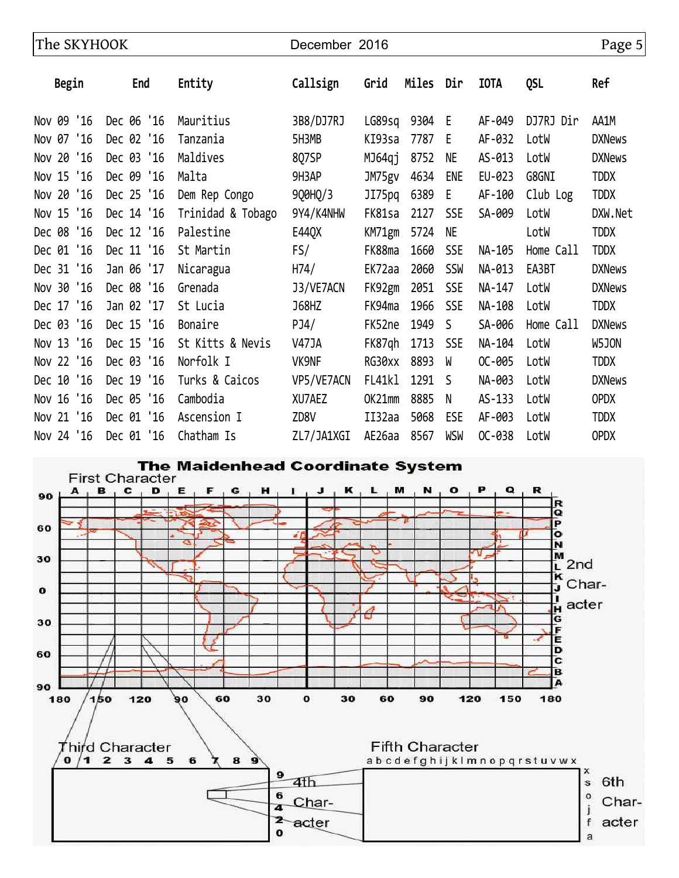| Begin | End | Entity | Callsign | Grid | Miles | Dir | IOTA | QSL | Ref |
|---|---|---|---|---|---|---|---|---|---|
| Nov 09 '16 | Dec 06 '16 | Mauritius | 3B8/DJ7RJ | LG89sq | 9304 | E | AF-049 | DJ7RJ Dir | AA1M |
| Nov 07 '16 | Dec 02 '16 | Tanzania | 5H3MB | KI93sa | 7787 | E | AF-032 | LotW | DXNews |
| Nov 20 '16 | Dec 03 '16 | Maldives | 8Q7SP | MJ64qj | 8752 | NE | AS-013 | LotW | DXNews |
| Nov 15 '16 | Dec 09 '16 | Malta | 9H3AP | JM75gv | 4634 | ENE | EU-023 | G8GNI | TDDX |
| Nov 20 '16 | Dec 25 '16 | Dem Rep Congo | 9Q0HQ/3 | JI75pq | 6389 | E | AF-100 | Club Log | TDDX |
| Nov 15 '16 | Dec 14 '16 | Trinidad & Tobago | 9Y4/K4NHW | FK81sa | 2127 | SSE | SA-009 | LotW | DXW.Net |
| Dec 08 '16 | Dec 12 '16 | Palestine | E44QX | KM71gm | 5724 | NE | | LotW | TDDX |
| Dec 01 '16 | Dec 11 '16 | St Martin | FS/ | FK88ma | 1660 | SSE | NA-105 | Home Call | TDDX |
| Dec 31 '16 | Jan 06 '17 | Nicaragua | H74/ | EK72aa | 2060 | SSW | NA-013 | EA3BT | DXNews |
| Nov 30 '16 | Dec 08 '16 | Grenada | J3/VE7ACN | FK92gm | 2051 | SSE | NA-147 | LotW | DXNews |
| Dec 17 '16 | Jan 02 '17 | St Lucia | J68HZ | FK94ma | 1966 | SSE | NA-108 | LotW | TDDX |
| Dec 03 '16 | Dec 15 '16 | Bonaire | PJ4/ | FK52ne | 1949 | S | SA-006 | Home Call | DXNews |
| Nov 13 '16 | Dec 15 '16 | St Kitts & Nevis | V47JA | FK87qh | 1713 | SSE | NA-104 | LotW | W5JON |
| Nov 22 '16 | Dec 03 '16 | Norfolk I | VK9NF | RG30xx | 8893 | W | OC-005 | LotW | TDDX |
| Dec 10 '16 | Dec 19 '16 | Turks & Caicos | VP5/VE7ACN | FL41kl | 1291 | S | NA-003 | LotW | DXNews |
| Nov 16 '16 | Dec 05 '16 | Cambodia | XU7AEZ | OK21mm | 8885 | N | AS-133 | LotW | OPDX |
| Nov 21 '16 | Dec 01 '16 | Ascension I | ZD8V | II32aa | 5068 | ESE | AF-003 | LotW | TDDX |
| Nov 24 '16 | Dec 01 '16 | Chatham Is | ZL7/JA1XGI | AE26aa | 8567 | WSW | OC-038 | LotW | OPDX |

**The Maidenhead Coordinate System**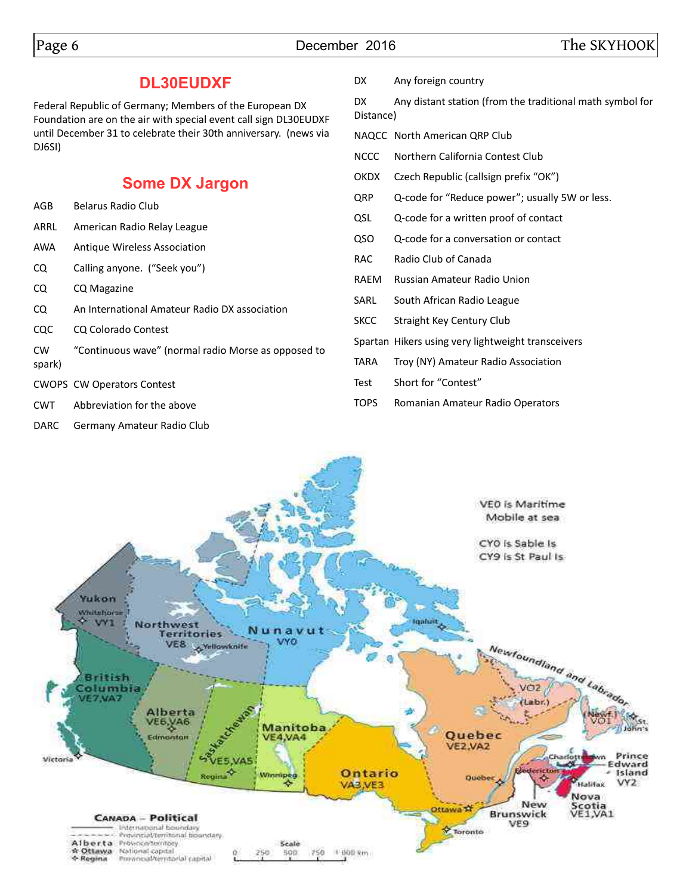## DL30EUDXF

Federal Republic of Germany; Members of the European DX Foundation are on the air with special event call sign DL30EUDXF until December 31 to celebrate their 30th anniversary. (news via DJ6SI)

## Some DX Jargon

| | |
|---|---|
| AGB | Belarus Radio Club |
| ARRL | American Radio Relay League |
| AWA | Antique Wireless Association |
| CQ | Calling anyone. ("Seek you") |
| CQ | CQ Magazine |
| CQ | An International Amateur Radio DX association |
| CQC | CQ Colorado Contest |
| CW | "Continuous wave" (normal radio Morse as opposed to spark) |
| CWOPS | CW Operators Contest |
| CWT | Abbreviation for the above |
| DARC | Germany Amateur Radio Club |
| DX | Any foreign country |
| DX | Any distant station (from the traditional math symbol for Distance) |
| NAQCC | North American QRP Club |
| NCCC | Northern California Contest Club |
| OKDX | Czech Republic (callsign prefix "OK") |
| QRP | Q-code for "Reduce power"; usually 5W or less. |
| QSL | Q-code for a written proof of contact |
| QSO | Q-code for a conversation or contact |
| RAC | Radio Club of Canada |
| RAEM | Russian Amateur Radio Union |
| SARL | South African Radio League |
| SKCC | Straight Key Century Club |
| Spartan | Hikers using very lightweight transceivers |
| TARA | Troy (NY) Amateur Radio Association |
| Test | Short for "Contest" |
| TOPS | Romanian Amateur Radio Operators |

VE0 is Maritime Mobile at sea

CY0 is Sable Is
CY9 is St Paul Is

Yukon VY1
Northwest Territories VE8
Nunavut VY0
British Columbia VE7,VA7
Alberta VE6,VA6
Saskatchewan VE5,VA5
Manitoba VE4,VA4
Ontario VA3,VE3
Quebec VE2,VA2
Newfoundland and Labrador
VO2 (Labr.)
(Newf.) VO1
Prince Edward Island VY2
Nova Scotia VE1,VA1
New Brunswick VE9

CANADA – Political